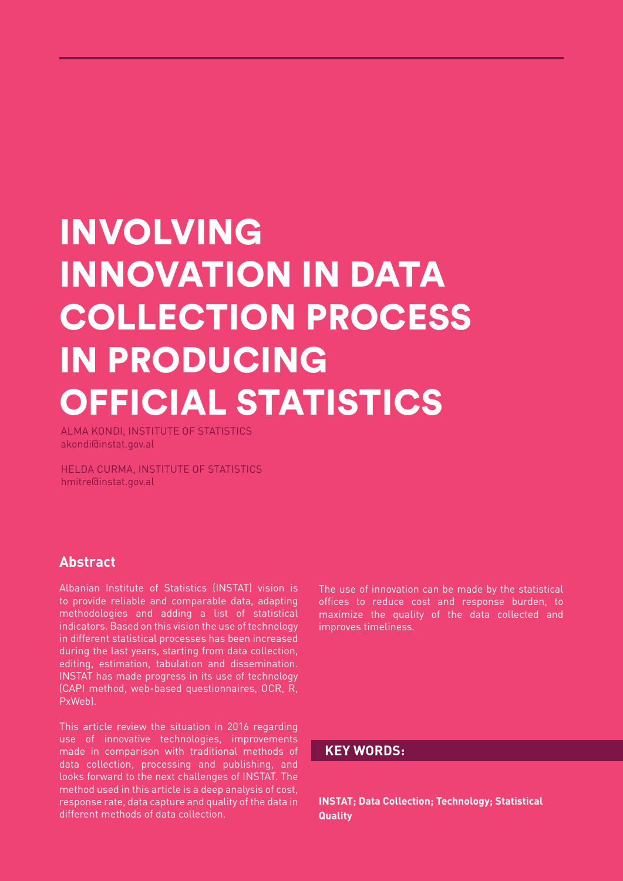# INVOLVING INNOVATION IN DATA COLLECTION PROCESS IN PRODUCING OFFICIAL STATISTICS

ALMA KONDI, INSTITUTE OF STATISTICS
akondi@instat.gov.al

HELDA CURMA, INSTITUTE OF STATISTICS
hmitre@instat.gov.al

## Abstract

Albanian Institute of Statistics (INSTAT) vision is to provide reliable and comparable data, adapting methodologies and adding a list of statistical indicators. Based on this vision the use of technology in different statistical processes has been increased during the last years, starting from data collection, editing, estimation, tabulation and dissemination. INSTAT has made progress in its use of technology (CAPI method, web-based questionnaires, OCR, R, PxWeb).

This article review the situation in 2016 regarding use of innovative technologies, improvements made in comparison with traditional methods of data collection, processing and publishing, and looks forward to the next challenges of INSTAT. The method used in this article is a deep analysis of cost, response rate, data capture and quality of the data in different methods of data collection.

The use of innovation can be made by the statistical offices to reduce cost and response burden, to maximize the quality of the data collected and improves timeliness.

### KEY WORDS:

**INSTAT; Data Collection; Technology; Statistical Quality**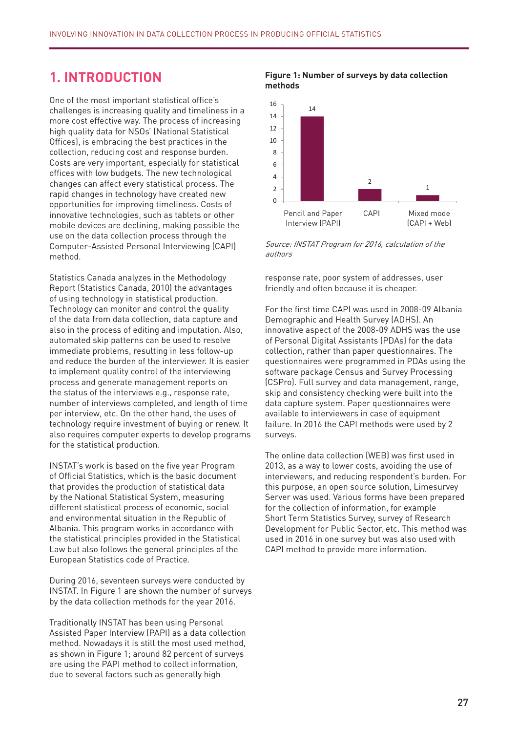# 1. INTRODUCTION

One of the most important statistical office's challenges is increasing quality and timeliness in a more cost effective way. The process of increasing high quality data for NSOs' (National Statistical Offices), is embracing the best practices in the collection, reducing cost and response burden. Costs are very important, especially for statistical offices with low budgets. The new technological changes can affect every statistical process. The rapid changes in technology have created new opportunities for improving timeliness. Costs of innovative technologies, such as tablets or other mobile devices are declining, making possible the use on the data collection process through the Computer-Assisted Personal Interviewing (CAPI) method.

Statistics Canada analyzes in the Methodology Report (Statistics Canada, 2010) the advantages of using technology in statistical production. Technology can monitor and control the quality of the data from data collection, data capture and also in the process of editing and imputation. Also, automated skip patterns can be used to resolve immediate problems, resulting in less follow-up and reduce the burden of the interviewer. It is easier to implement quality control of the interviewing process and generate management reports on the status of the interviews e.g., response rate, number of interviews completed, and length of time per interview, etc. On the other hand, the uses of technology require investment of buying or renew. It also requires computer experts to develop programs for the statistical production.

INSTAT's work is based on the five year Program of Official Statistics, which is the basic document that provides the production of statistical data by the National Statistical System, measuring different statistical process of economic, social and environmental situation in the Republic of Albania. This program works in accordance with the statistical principles provided in the Statistical Law but also follows the general principles of the European Statistics code of Practice.

During 2016, seventeen surveys were conducted by INSTAT. In Figure 1 are shown the number of surveys by the data collection methods for the year 2016.

Traditionally INSTAT has been using Personal Assisted Paper Interview (PAPI) as a data collection method. Nowadays it is still the most used method, as shown in Figure 1; around 82 percent of surveys are using the PAPI method to collect information, due to several factors such as generally high response rate, poor system of addresses, user friendly and often because it is cheaper.

**Figure 1: Number of surveys by data collection methods**

| Data collection method | Number of surveys |
|---|---|
| Pencil and Paper Interview (PAPI) | 14 |
| CAPI | 2 |
| Mixed mode (CAPI + Web) | 1 |

*Source: INSTAT Program for 2016, calculation of the authors*

For the first time CAPI was used in 2008-09 Albania Demographic and Health Survey (ADHS). An innovative aspect of the 2008-09 ADHS was the use of Personal Digital Assistants (PDAs) for the data collection, rather than paper questionnaires. The questionnaires were programmed in PDAs using the software package Census and Survey Processing (CSPro). Full survey and data management, range, skip and consistency checking were built into the data capture system. Paper questionnaires were available to interviewers in case of equipment failure. In 2016 the CAPI methods were used by 2 surveys.

The online data collection (WEB) was first used in 2013, as a way to lower costs, avoiding the use of interviewers, and reducing respondent's burden. For this purpose, an open source solution, Limesurvey Server was used. Various forms have been prepared for the collection of information, for example Short Term Statistics Survey, survey of Research Development for Public Sector, etc. This method was used in 2016 in one survey but was also used with CAPI method to provide more information.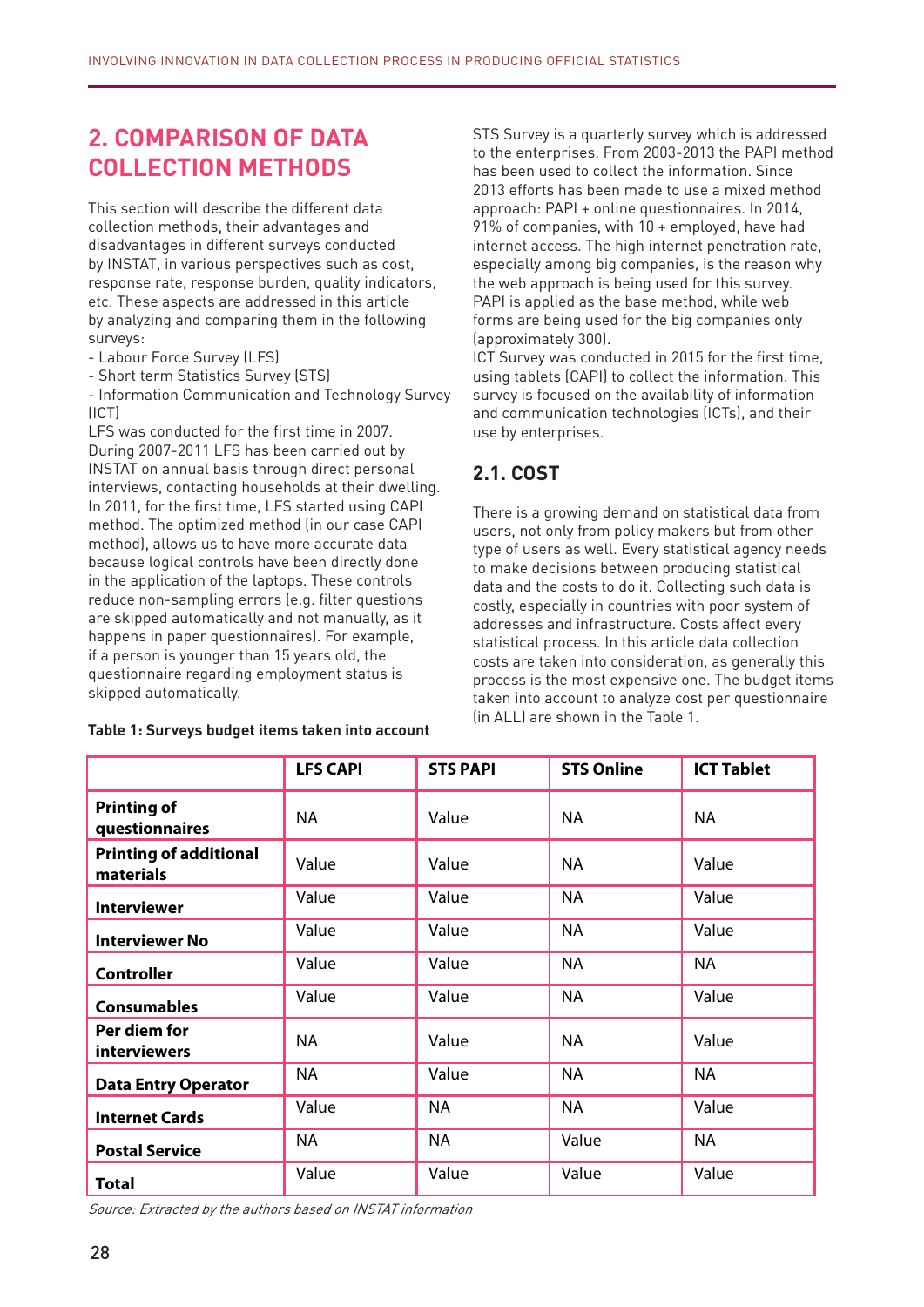## 2. COMPARISON OF DATA COLLECTION METHODS

This section will describe the different data collection methods, their advantages and disadvantages in different surveys conducted by INSTAT, in various perspectives such as cost, response rate, response burden, quality indicators, etc. These aspects are addressed in this article by analyzing and comparing them in the following surveys:

- Labour Force Survey (LFS)
- Short term Statistics Survey (STS)
- Information Communication and Technology Survey (ICT)

LFS was conducted for the first time in 2007. During 2007-2011 LFS has been carried out by INSTAT on annual basis through direct personal interviews, contacting households at their dwelling. In 2011, for the first time, LFS started using CAPI method. The optimized method (in our case CAPI method), allows us to have more accurate data because logical controls have been directly done in the application of the laptops. These controls reduce non-sampling errors (e.g. filter questions are skipped automatically and not manually, as it happens in paper questionnaires). For example, if a person is younger than 15 years old, the questionnaire regarding employment status is skipped automatically.

STS Survey is a quarterly survey which is addressed to the enterprises. From 2003-2013 the PAPI method has been used to collect the information. Since 2013 efforts has been made to use a mixed method approach: PAPI + online questionnaires. In 2014, 91% of companies, with 10 + employed, have had internet access. The high internet penetration rate, especially among big companies, is the reason why the web approach is being used for this survey. PAPI is applied as the base method, while web forms are being used for the big companies only (approximately 300).

ICT Survey was conducted in 2015 for the first time, using tablets (CAPI) to collect the information. This survey is focused on the availability of information and communication technologies (ICTs), and their use by enterprises.

### 2.1. COST

There is a growing demand on statistical data from users, not only from policy makers but from other type of users as well. Every statistical agency needs to make decisions between producing statistical data and the costs to do it. Collecting such data is costly, especially in countries with poor system of addresses and infrastructure. Costs affect every statistical process. In this article data collection costs are taken into consideration, as generally this process is the most expensive one. The budget items taken into account to analyze cost per questionnaire (in ALL) are shown in the Table 1.

**Table 1: Surveys budget items taken into account**

| | LFS CAPI | STS PAPI | STS Online | ICT Tablet |
|---|---|---|---|---|
| **Printing of questionnaires** | NA | Value | NA | NA |
| **Printing of additional materials** | Value | Value | NA | Value |
| **Interviewer** | Value | Value | NA | Value |
| **Interviewer No** | Value | Value | NA | Value |
| **Controller** | Value | Value | NA | NA |
| **Consumables** | Value | Value | NA | Value |
| **Per diem for interviewers** | NA | Value | NA | Value |
| **Data Entry Operator** | NA | Value | NA | NA |
| **Internet Cards** | Value | NA | NA | Value |
| **Postal Service** | NA | NA | Value | NA |
| **Total** | Value | Value | Value | Value |

*Source: Extracted by the authors based on INSTAT information*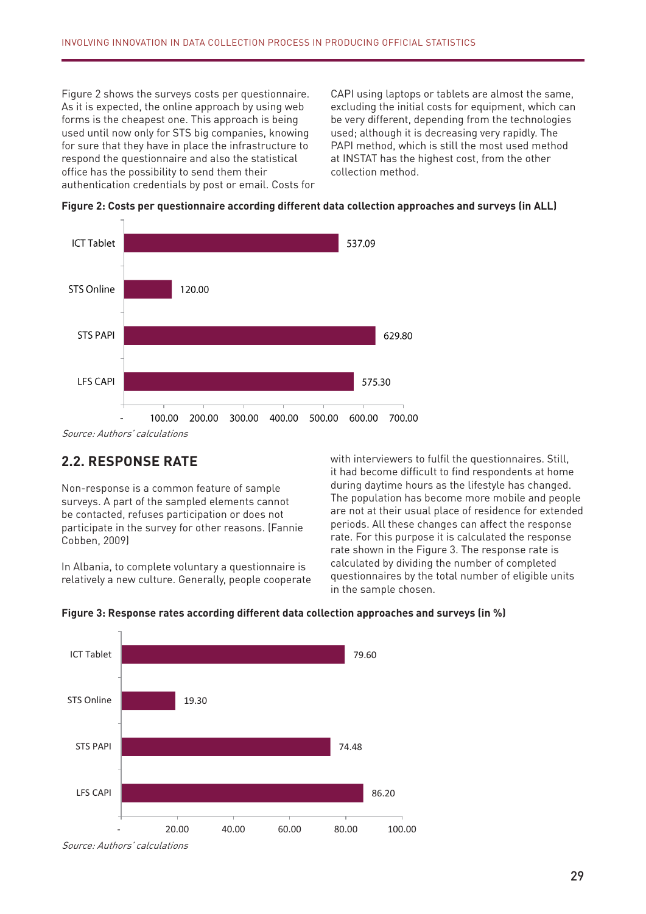Figure 2 shows the surveys costs per questionnaire. As it is expected, the online approach by using web forms is the cheapest one. This approach is being used until now only for STS big companies, knowing for sure that they have in place the infrastructure to respond the questionnaire and also the statistical office has the possibility to send them their authentication credentials by post or email. Costs for CAPI using laptops or tablets are almost the same, excluding the initial costs for equipment, which can be very different, depending from the technologies used; although it is decreasing very rapidly. The PAPI method, which is still the most used method at INSTAT has the highest cost, from the other collection method.

**Figure 2: Costs per questionnaire according different data collection approaches and surveys (in ALL)**

| Approach | Cost per questionnaire (ALL) |
|---|---|
| ICT Tablet | 537.09 |
| STS Online | 120.00 |
| STS PAPI | 629.80 |
| LFS CAPI | 575.30 |

*Source: Authors' calculations*

## 2.2. RESPONSE RATE

Non-response is a common feature of sample surveys. A part of the sampled elements cannot be contacted, refuses participation or does not participate in the survey for other reasons. (Fannie Cobben, 2009)

In Albania, to complete voluntary a questionnaire is relatively a new culture. Generally, people cooperate with interviewers to fulfil the questionnaires. Still, it had become difficult to find respondents at home during daytime hours as the lifestyle has changed. The population has become more mobile and people are not at their usual place of residence for extended periods. All these changes can affect the response rate. For this purpose it is calculated the response rate shown in the Figure 3. The response rate is calculated by dividing the number of completed questionnaires by the total number of eligible units in the sample chosen.

**Figure 3: Response rates according different data collection approaches and surveys (in %)**

| Approach | Response rate (%) |
|---|---|
| ICT Tablet | 79.60 |
| STS Online | 19.30 |
| STS PAPI | 74.48 |
| LFS CAPI | 86.20 |

*Source: Authors' calculations*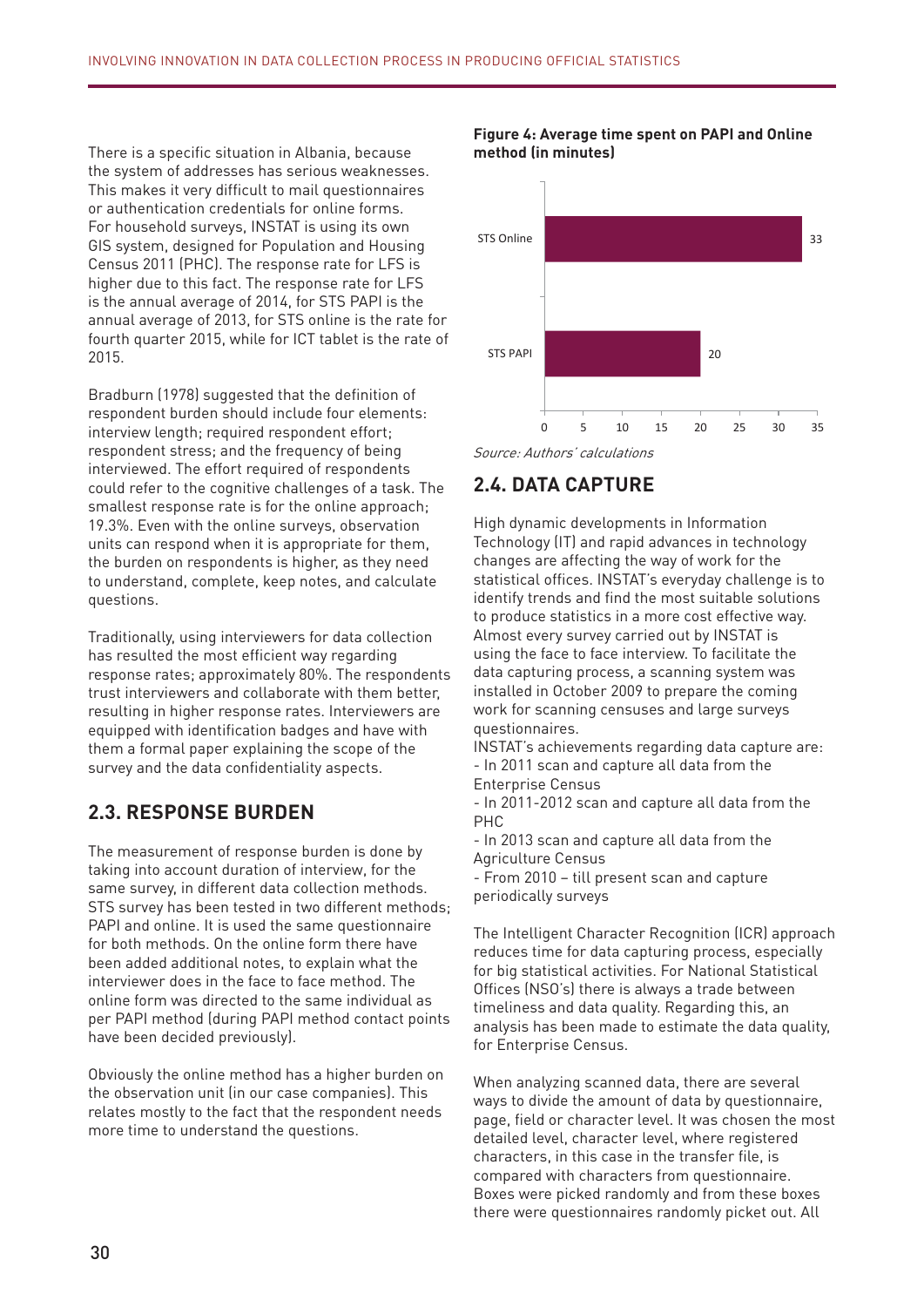There is a specific situation in Albania, because the system of addresses has serious weaknesses. This makes it very difficult to mail questionnaires or authentication credentials for online forms. For household surveys, INSTAT is using its own GIS system, designed for Population and Housing Census 2011 (PHC). The response rate for LFS is higher due to this fact. The response rate for LFS is the annual average of 2014, for STS PAPI is the annual average of 2013, for STS online is the rate for fourth quarter 2015, while for ICT tablet is the rate of 2015.

Bradburn (1978) suggested that the definition of respondent burden should include four elements: interview length; required respondent effort; respondent stress; and the frequency of being interviewed. The effort required of respondents could refer to the cognitive challenges of a task. The smallest response rate is for the online approach; 19.3%. Even with the online surveys, observation units can respond when it is appropriate for them, the burden on respondents is higher, as they need to understand, complete, keep notes, and calculate questions.

Traditionally, using interviewers for data collection has resulted the most efficient way regarding response rates; approximately 80%. The respondents trust interviewers and collaborate with them better, resulting in higher response rates. Interviewers are equipped with identification badges and have with them a formal paper explaining the scope of the survey and the data confidentiality aspects.

## 2.3. RESPONSE BURDEN

The measurement of response burden is done by taking into account duration of interview, for the same survey, in different data collection methods. STS survey has been tested in two different methods; PAPI and online. It is used the same questionnaire for both methods. On the online form there have been added additional notes, to explain what the interviewer does in the face to face method. The online form was directed to the same individual as per PAPI method (during PAPI method contact points have been decided previously).

Obviously the online method has a higher burden on the observation unit (in our case companies). This relates mostly to the fact that the respondent needs more time to understand the questions.

**Figure 4: Average time spent on PAPI and Online method (in minutes)**

| Method | Minutes |
|---|---|
| STS Online | 33 |
| STS PAPI | 20 |

*Source: Authors' calculations*

## 2.4. DATA CAPTURE

High dynamic developments in Information Technology (IT) and rapid advances in technology changes are affecting the way of work for the statistical offices. INSTAT's everyday challenge is to identify trends and find the most suitable solutions to produce statistics in a more cost effective way. Almost every survey carried out by INSTAT is using the face to face interview. To facilitate the data capturing process, a scanning system was installed in October 2009 to prepare the coming work for scanning censuses and large surveys questionnaires.

INSTAT's achievements regarding data capture are:

- In 2011 scan and capture all data from the Enterprise Census
- In 2011-2012 scan and capture all data from the PHC
- In 2013 scan and capture all data from the Agriculture Census
- From 2010 – till present scan and capture periodically surveys

The Intelligent Character Recognition (ICR) approach reduces time for data capturing process, especially for big statistical activities. For National Statistical Offices (NSO's) there is always a trade between timeliness and data quality. Regarding this, an analysis has been made to estimate the data quality, for Enterprise Census.

When analyzing scanned data, there are several ways to divide the amount of data by questionnaire, page, field or character level. It was chosen the most detailed level, character level, where registered characters, in this case in the transfer file, is compared with characters from questionnaire. Boxes were picked randomly and from these boxes there were questionnaires randomly picket out. All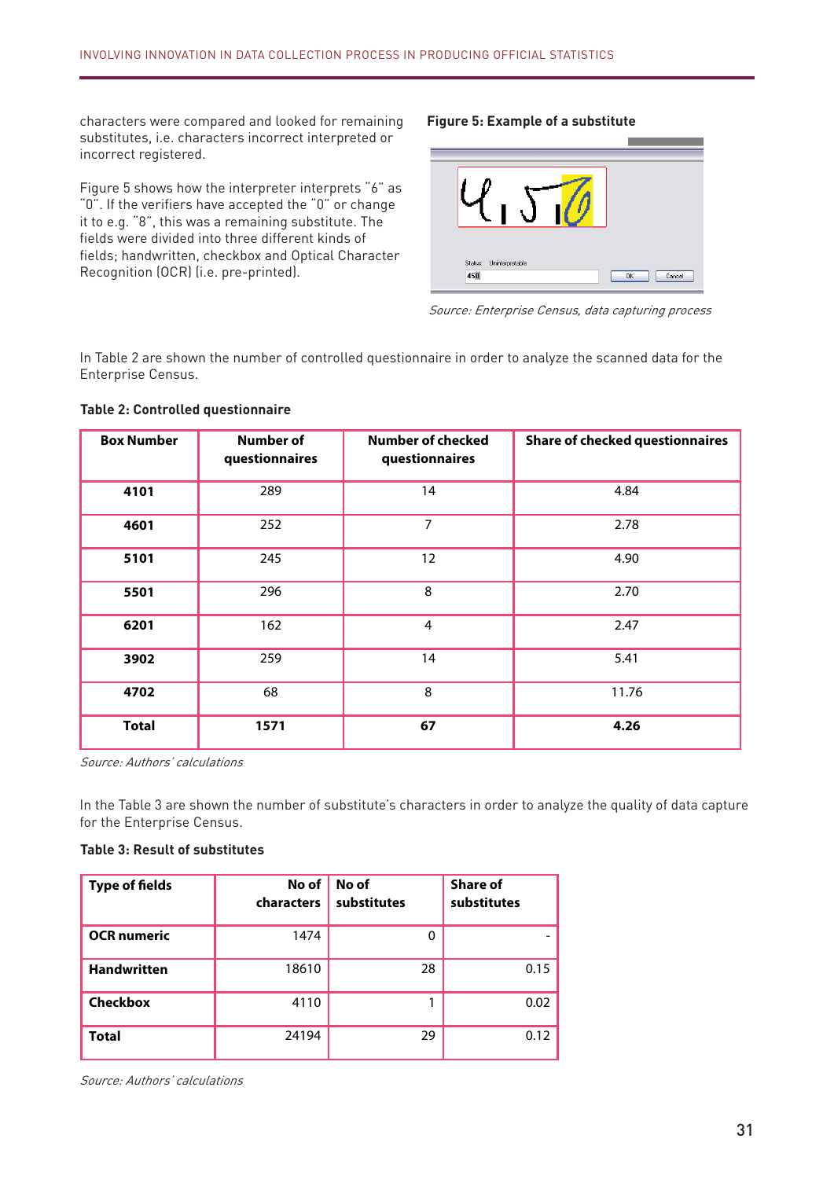characters were compared and looked for remaining substitutes, i.e. characters incorrect interpreted or incorrect registered.

Figure 5 shows how the interpreter interprets "6" as "0". If the verifiers have accepted the "0" or change it to e.g. "8", this was a remaining substitute. The fields were divided into three different kinds of fields; handwritten, checkbox and Optical Character Recognition (OCR) (i.e. pre-printed).

**Figure 5: Example of a substitute**

*Source: Enterprise Census, data capturing process*

In Table 2 are shown the number of controlled questionnaire in order to analyze the scanned data for the Enterprise Census.

**Table 2: Controlled questionnaire**

| Box Number | Number of questionnaires | Number of checked questionnaires | Share of checked questionnaires |
|---|---|---|---|
| **4101** | 289 | 14 | 4.84 |
| **4601** | 252 | 7 | 2.78 |
| **5101** | 245 | 12 | 4.90 |
| **5501** | 296 | 8 | 2.70 |
| **6201** | 162 | 4 | 2.47 |
| **3902** | 259 | 14 | 5.41 |
| **4702** | 68 | 8 | 11.76 |
| **Total** | **1571** | **67** | **4.26** |

*Source: Authors' calculations*

In the Table 3 are shown the number of substitute's characters in order to analyze the quality of data capture for the Enterprise Census.

**Table 3: Result of substitutes**

| Type of fields | No of characters | No of substitutes | Share of substitutes |
|---|---|---|---|
| **OCR numeric** | 1474 | 0 | - |
| **Handwritten** | 18610 | 28 | 0.15 |
| **Checkbox** | 4110 | 1 | 0.02 |
| **Total** | 24194 | 29 | 0.12 |

*Source: Authors' calculations*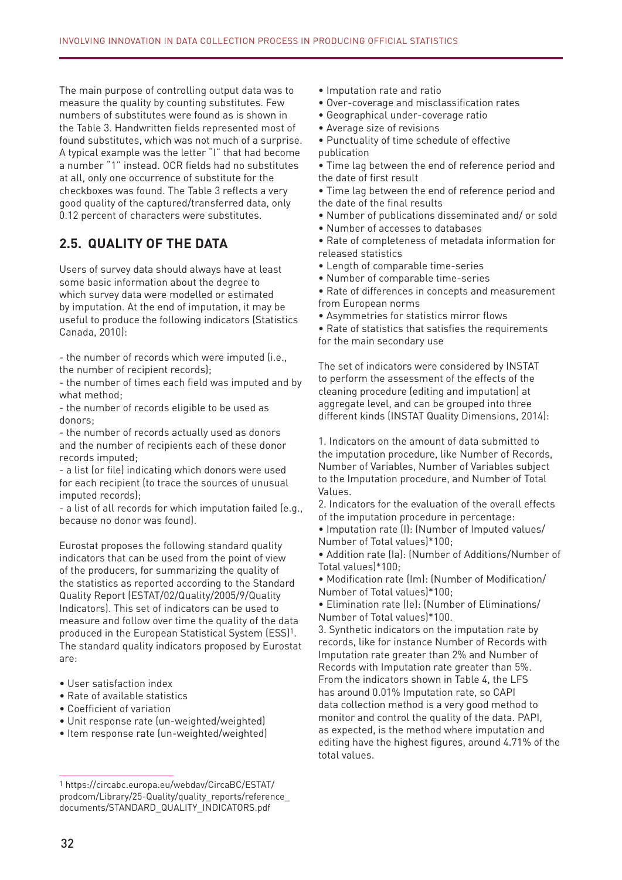The main purpose of controlling output data was to measure the quality by counting substitutes. Few numbers of substitutes were found as is shown in the Table 3. Handwritten fields represented most of found substitutes, which was not much of a surprise. A typical example was the letter "I" that had become a number "1" instead. OCR fields had no substitutes at all, only one occurrence of substitute for the checkboxes was found. The Table 3 reflects a very good quality of the captured/transferred data, only 0.12 percent of characters were substitutes.

## 2.5. QUALITY OF THE DATA

Users of survey data should always have at least some basic information about the degree to which survey data were modelled or estimated by imputation. At the end of imputation, it may be useful to produce the following indicators (Statistics Canada, 2010):

- the number of records which were imputed (i.e., the number of recipient records);
- the number of times each field was imputed and by what method;
- the number of records eligible to be used as donors;
- the number of records actually used as donors and the number of recipients each of these donor records imputed;
- a list (or file) indicating which donors were used for each recipient (to trace the sources of unusual imputed records);
- a list of all records for which imputation failed (e.g., because no donor was found).

Eurostat proposes the following standard quality indicators that can be used from the point of view of the producers, for summarizing the quality of the statistics as reported according to the Standard Quality Report (ESTAT/02/Quality/2005/9/Quality Indicators). This set of indicators can be used to measure and follow over time the quality of the data produced in the European Statistical System (ESS)[1]. The standard quality indicators proposed by Eurostat are:

- User satisfaction index
- Rate of available statistics
- Coefficient of variation
- Unit response rate (un-weighted/weighted)
- Item response rate (un-weighted/weighted)
- Imputation rate and ratio
- Over-coverage and misclassification rates
- Geographical under-coverage ratio
- Average size of revisions
- Punctuality of time schedule of effective publication
- Time lag between the end of reference period and the date of first result
- Time lag between the end of reference period and the date of the final results
- Number of publications disseminated and/ or sold
- Number of accesses to databases
- Rate of completeness of metadata information for released statistics
- Length of comparable time-series
- Number of comparable time-series
- Rate of differences in concepts and measurement from European norms
- Asymmetries for statistics mirror flows
- Rate of statistics that satisfies the requirements for the main secondary use

The set of indicators were considered by INSTAT to perform the assessment of the effects of the cleaning procedure (editing and imputation) at aggregate level, and can be grouped into three different kinds (INSTAT Quality Dimensions, 2014):

1. Indicators on the amount of data submitted to the imputation procedure, like Number of Records, Number of Variables, Number of Variables subject to the Imputation procedure, and Number of Total Values.
2. Indicators for the evaluation of the overall effects of the imputation procedure in percentage:
   - Imputation rate (I): (Number of Imputed values/ Number of Total values)*100;
   - Addition rate (Ia): (Number of Additions/Number of Total values)*100;
   - Modification rate (Im): (Number of Modification/ Number of Total values)*100;
   - Elimination rate (Ie): (Number of Eliminations/ Number of Total values)*100.
3. Synthetic indicators on the imputation rate by records, like for instance Number of Records with Imputation rate greater than 2% and Number of Records with Imputation rate greater than 5%.

From the indicators shown in Table 4, the LFS has around 0.01% Imputation rate, so CAPI data collection method is a very good method to monitor and control the quality of the data. PAPI, as expected, is the method where imputation and editing have the highest figures, around 4.71% of the total values.

[1] https://circabc.europa.eu/webdav/CircaBC/ESTAT/prodcom/Library/25-Quality/quality_reports/reference_documents/STANDARD_QUALITY_INDICATORS.pdf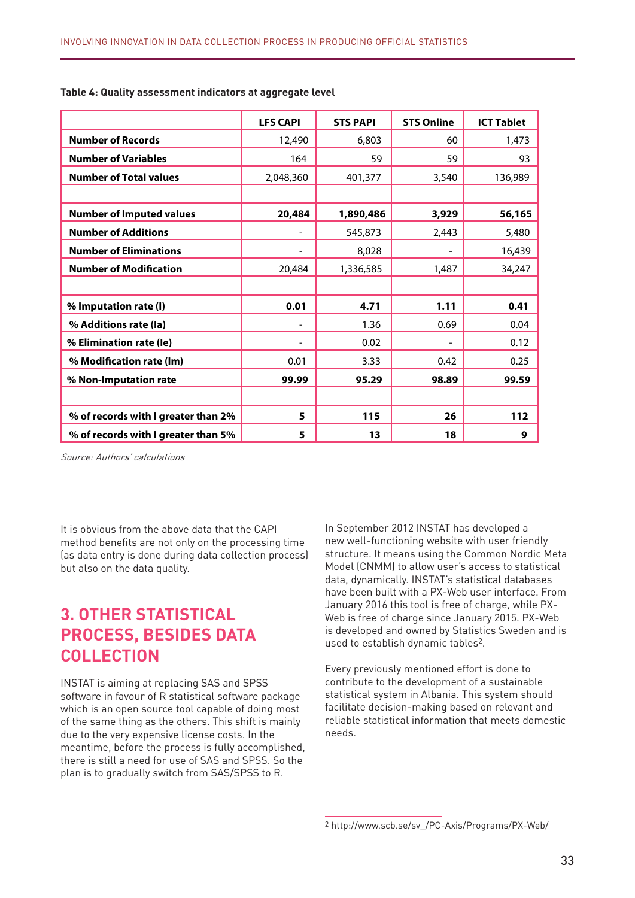**Table 4: Quality assessment indicators at aggregate level**

| | LFS CAPI | STS PAPI | STS Online | ICT Tablet |
|---|---|---|---|---|
| **Number of Records** | 12,490 | 6,803 | 60 | 1,473 |
| **Number of Variables** | 164 | 59 | 59 | 93 |
| **Number of Total values** | 2,048,360 | 401,377 | 3,540 | 136,989 |
| | | | | |
| **Number of Imputed values** | **20,484** | **1,890,486** | **3,929** | **56,165** |
| **Number of Additions** | - | 545,873 | 2,443 | 5,480 |
| **Number of Eliminations** | - | 8,028 | - | 16,439 |
| **Number of Modification** | 20,484 | 1,336,585 | 1,487 | 34,247 |
| | | | | |
| **% Imputation rate (I)** | **0.01** | **4.71** | **1.11** | **0.41** |
| **% Additions rate (Ia)** | - | 1.36 | 0.69 | 0.04 |
| **% Elimination rate (Ie)** | - | 0.02 | - | 0.12 |
| **% Modification rate (Im)** | 0.01 | 3.33 | 0.42 | 0.25 |
| **% Non-Imputation rate** | **99.99** | **95.29** | **98.89** | **99.59** |
| | | | | |
| **% of records with I greater than 2%** | **5** | **115** | **26** | **112** |
| **% of records with I greater than 5%** | **5** | **13** | **18** | **9** |

*Source: Authors' calculations*

It is obvious from the above data that the CAPI method benefits are not only on the processing time (as data entry is done during data collection process) but also on the data quality.

## 3. OTHER STATISTICAL PROCESS, BESIDES DATA COLLECTION

INSTAT is aiming at replacing SAS and SPSS software in favour of R statistical software package which is an open source tool capable of doing most of the same thing as the others. This shift is mainly due to the very expensive license costs. In the meantime, before the process is fully accomplished, there is still a need for use of SAS and SPSS. So the plan is to gradually switch from SAS/SPSS to R.

In September 2012 INSTAT has developed a new well-functioning website with user friendly structure. It means using the Common Nordic Meta Model (CNMM) to allow user's access to statistical data, dynamically. INSTAT's statistical databases have been built with a PX-Web user interface. From January 2016 this tool is free of charge, while PX-Web is free of charge since January 2015. PX-Web is developed and owned by Statistics Sweden and is used to establish dynamic tables[2].

Every previously mentioned effort is done to contribute to the development of a sustainable statistical system in Albania. This system should facilitate decision-making based on relevant and reliable statistical information that meets domestic needs.

---

[2] http://www.scb.se/sv_/PC-Axis/Programs/PX-Web/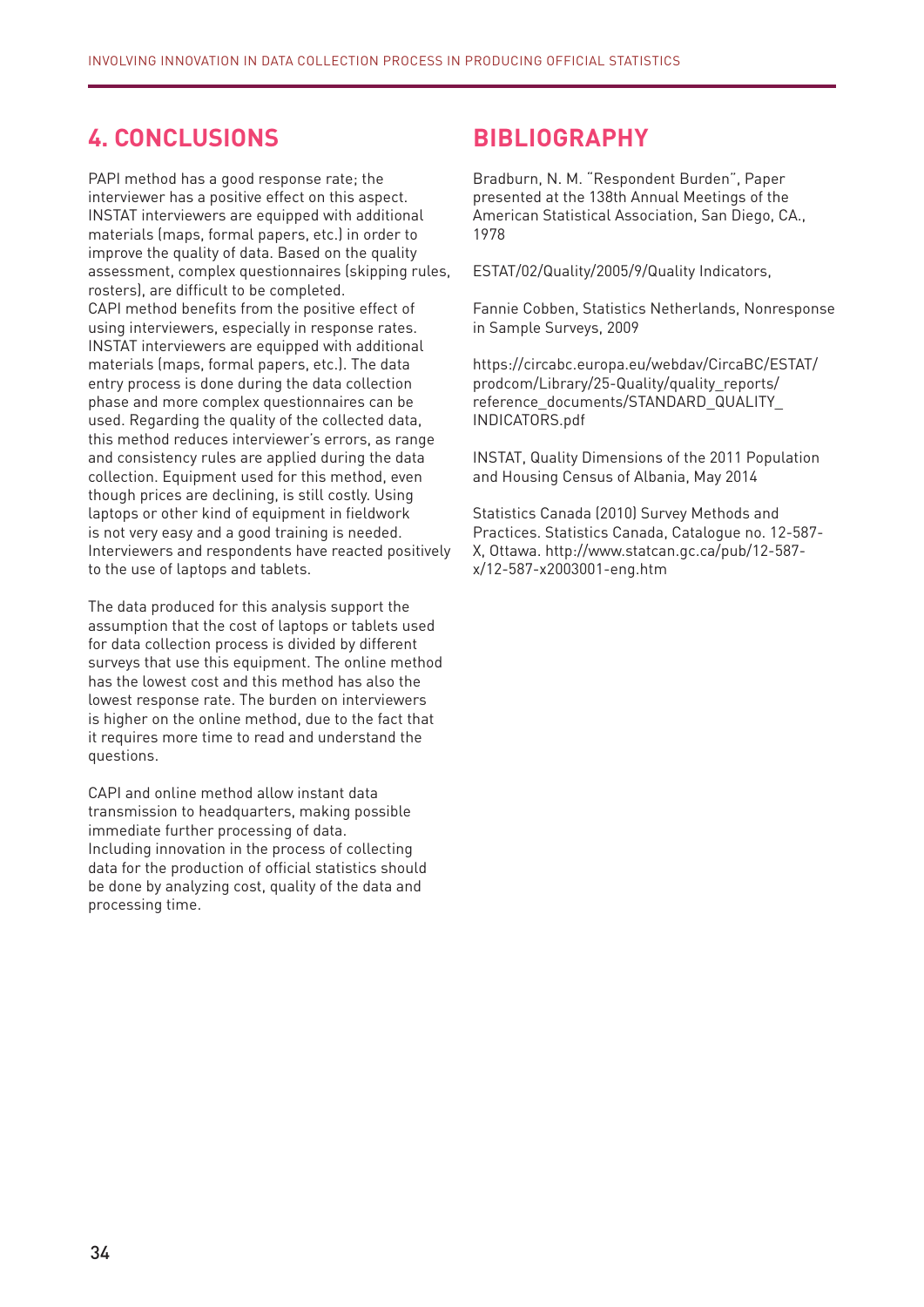## 4. CONCLUSIONS

PAPI method has a good response rate; the interviewer has a positive effect on this aspect. INSTAT interviewers are equipped with additional materials (maps, formal papers, etc.) in order to improve the quality of data. Based on the quality assessment, complex questionnaires (skipping rules, rosters), are difficult to be completed.
CAPI method benefits from the positive effect of using interviewers, especially in response rates. INSTAT interviewers are equipped with additional materials (maps, formal papers, etc.). The data entry process is done during the data collection phase and more complex questionnaires can be used. Regarding the quality of the collected data, this method reduces interviewer's errors, as range and consistency rules are applied during the data collection. Equipment used for this method, even though prices are declining, is still costly. Using laptops or other kind of equipment in fieldwork is not very easy and a good training is needed. Interviewers and respondents have reacted positively to the use of laptops and tablets.

The data produced for this analysis support the assumption that the cost of laptops or tablets used for data collection process is divided by different surveys that use this equipment. The online method has the lowest cost and this method has also the lowest response rate. The burden on interviewers is higher on the online method, due to the fact that it requires more time to read and understand the questions.

CAPI and online method allow instant data transmission to headquarters, making possible immediate further processing of data.
Including innovation in the process of collecting data for the production of official statistics should be done by analyzing cost, quality of the data and processing time.

## BIBLIOGRAPHY

Bradburn, N. M. "Respondent Burden", Paper presented at the 138th Annual Meetings of the American Statistical Association, San Diego, CA., 1978

ESTAT/02/Quality/2005/9/Quality Indicators,

Fannie Cobben, Statistics Netherlands, Nonresponse in Sample Surveys, 2009

https://circabc.europa.eu/webdav/CircaBC/ESTAT/prodcom/Library/25-Quality/quality_reports/reference_documents/STANDARD_QUALITY_INDICATORS.pdf

INSTAT, Quality Dimensions of the 2011 Population and Housing Census of Albania, May 2014

Statistics Canada (2010) Survey Methods and Practices. Statistics Canada, Catalogue no. 12-587-X, Ottawa. http://www.statcan.gc.ca/pub/12-587-x/12-587-x2003001-eng.htm